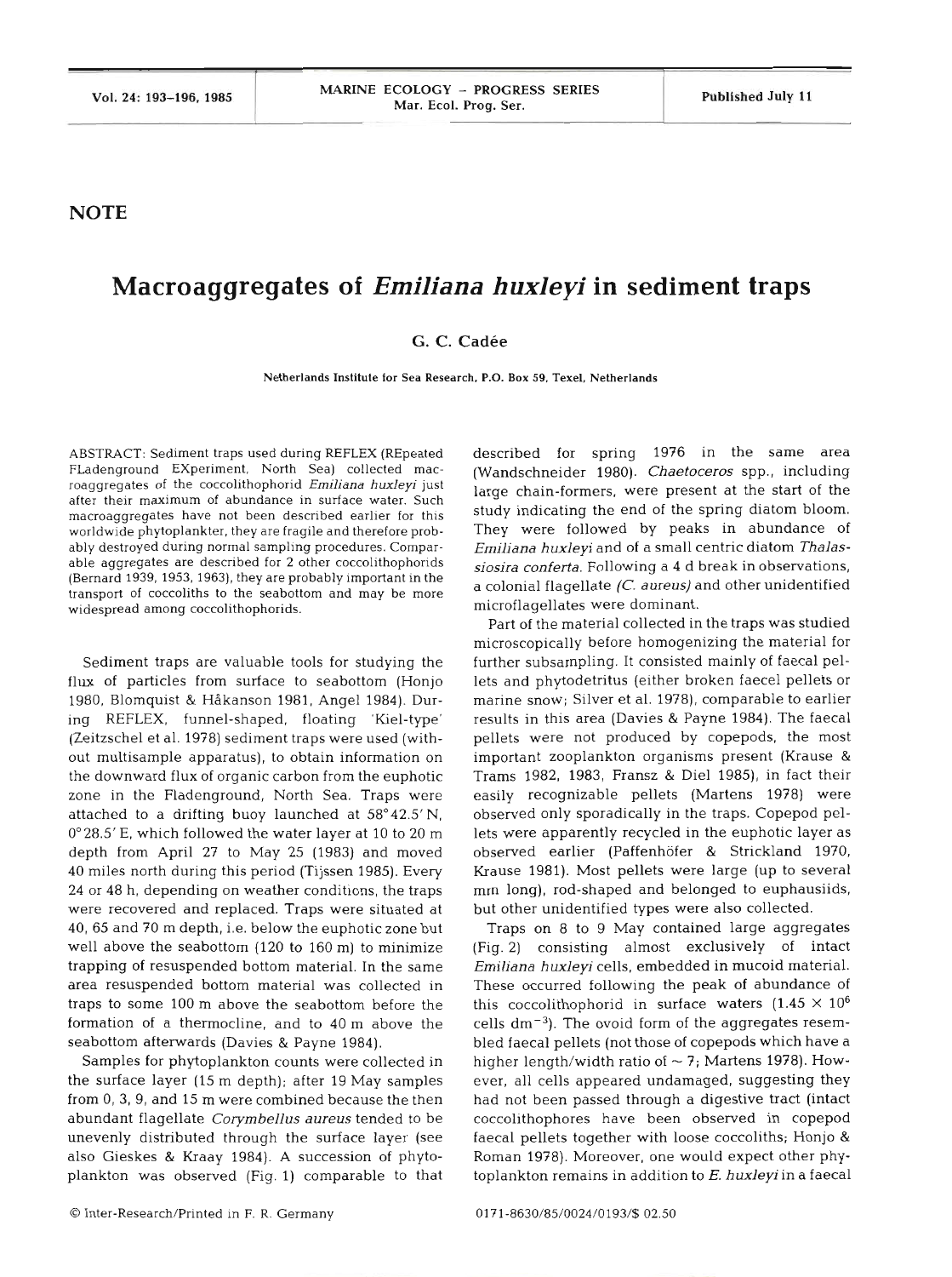**NOTE**

# Macroaggregates of *Emiliana huxleyi* in sediment traps

**G. C. Cadée**

Netherlands Institute for Sea Research, P.O. Box 59, Texel, Netherlands

ABSTRACT: Sediment traps used during REFLEX (REpeated FLadenground EXperiment, North Sea) collected macroaggregates of the coccolithophorid *Emiliana huxleyi* just after their maximum of abundance in surface water. Such macroaggregates have not been described earlier for this worldwide phytoplankter, they are fragile and therefore probably destroyed during normal sampling procedures. Comparable aggregates are described for 2 other coccolithophorids (Bernard 1939, 1953, 1963), they are probably important in the transport of coccoliths to the seabottom and may be more widespread among coccolithophorids.

Sediment traps are valuable tools for studying the flux of particles from surface to seabottom (Honjo 1980, Blomquist & Håkanson 1981, Angel 1984). During REFLEX, funnel-shaped, floating 'Kiel-type' (Zeitzschel et al. 1978) sediment traps were used (without multisample apparatus), to obtain information on the downward flux of organic carbon from the euphotic zone in the Fladenground, North Sea. Traps were attached to a drifting buoy launched at 58°42.5′ N, 0°28.5′ E, which followed the water layer at 10 to 20 m depth from April 27 to May 25 (1983) and moved 40 miles north during this period (Tijssen 1985). Every 24 or 48 h, depending on weather conditions, the traps were recovered and replaced. Traps were situated at 40, 65 and 70 m depth, i.e. below the euphotic zone but well above the seabottom (120 to 160 m) to minimize trapping of resuspended bottom material. In the same area resuspended bottom material was collected in traps to some 100 m above the seabottom before the formation of a thermocline, and to 40 m above the seabottom afterwards (Davies & Payne 1984).

Samples for phytoplankton counts were collected in the surface layer (15 m depth); after 19 May samples from 0, 3, 9, and 15 m were combined because the then abundant flagellate *Corymbellus aureus* tended to be unevenly distributed through the surface layer (see also Gieskes & Kraay 1984). A succession of phytoplankton was observed (Fig. 1) comparable to that described for spring 1976 in the same area (Wandschneider 1980). *Chaetoceros* spp., including large chain-formers, were present at the start of the study indicating the end of the spring diatom bloom. They were followed by peaks in abundance of *Emiliana huxleyi* and of a small centric diatom *Thalassiosira conferta*. Following a 4 d break in observations, a colonial flagellate (*C. aureus*) and other unidentified microflagellates were dominant.

Part of the material collected in the traps was studied microscopically before homogenizing the material for further subsampling. It consisted mainly of faecal pellets and phytodetritus (either broken faecel pellets or marine snow; Silver et al. 1978), comparable to earlier results in this area (Davies & Payne 1984). The faecal pellets were not produced by copepods, the most important zooplankton organisms present (Krause & Trams 1982, 1983, Fransz & Diel 1985), in fact their easily recognizable pellets (Martens 1978) were observed only sporadically in the traps. Copepod pellets were apparently recycled in the euphotic layer as observed earlier (Paffenhöfer & Strickland 1970, Krause 1981). Most pellets were large (up to several mm long), rod-shaped and belonged to euphausiids, but other unidentified types were also collected.

Traps on 8 to 9 May contained large aggregates (Fig. 2) consisting almost exclusively of intact *Emiliana huxleyi* cells, embedded in mucoid material. These occurred following the peak of abundance of this coccolithophorid in surface waters ($1.45 \times 10^6$ cells $dm^{-3}$). The ovoid form of the aggregates resembled faecal pellets (not those of copepods which have a higher length/width ratio of ~ 7; Martens 1978). However, all cells appeared undamaged, suggesting they had not been passed through a digestive tract (intact coccolithophores have been observed in copepod faecal pellets together with loose coccoliths; Honjo & Roman 1978). Moreover, one would expect other phytoplankton remains in addition to *E. huxleyi* in a faecal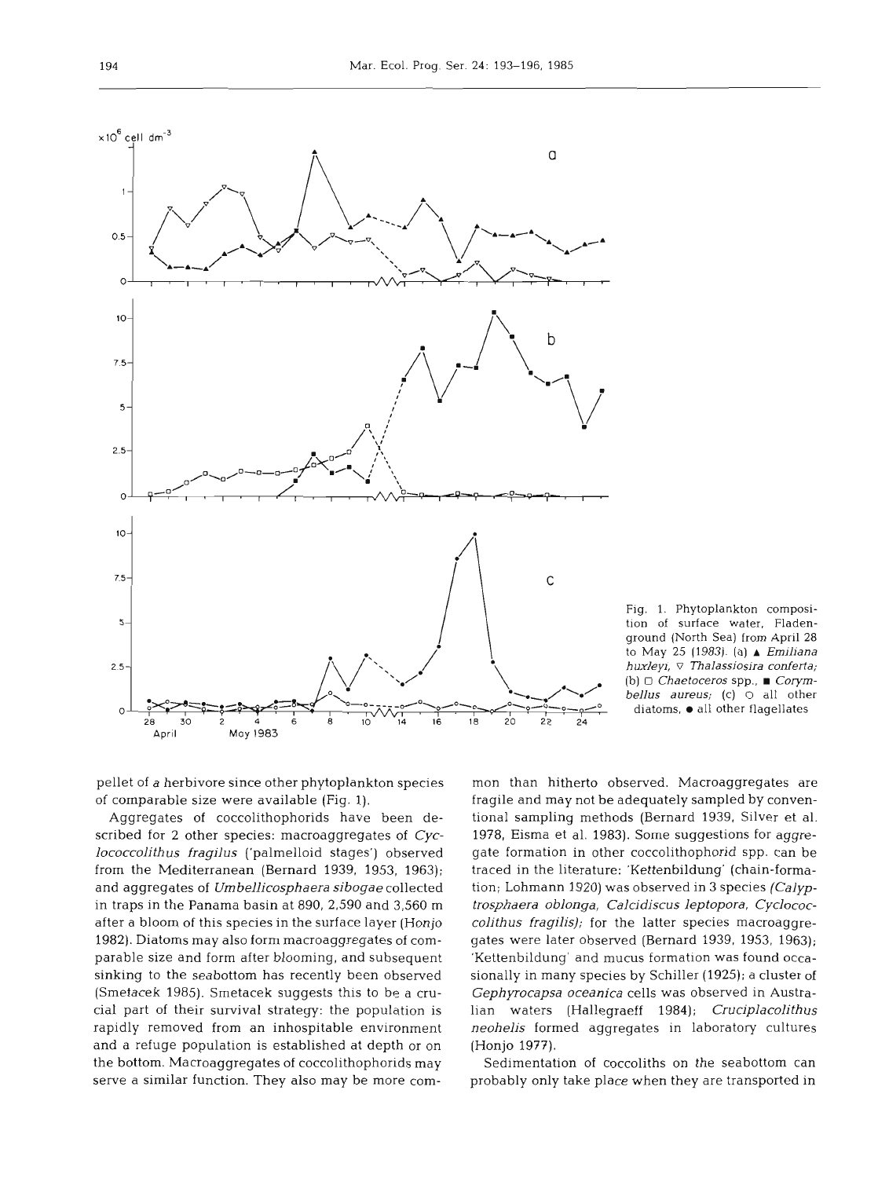Fig. 1. Phytoplankton composition of surface water, Fladenground (North Sea) from April 28 to May 25 (1983). (a) ▲ *Emiliana huxleyi*, ▽ *Thalassiosira conferta*; (b) □ *Chaetoceros* spp., ■ *Corymbellus aureus*; (c) ○ all other diatoms, ● all other flagellates

pellet of a herbivore since other phytoplankton species of comparable size were available (Fig. 1).

Aggregates of coccolithophorids have been described for 2 other species: macroaggregates of *Cyclococcolithus fragilus* ('palmelloid stages') observed from the Mediterranean (Bernard 1939, 1953, 1963); and aggregates of *Umbellicosphaera sibogae* collected in traps in the Panama basin at 890, 2,590 and 3,560 m after a bloom of this species in the surface layer (Honjo 1982). Diatoms may also form macroaggregates of comparable size and form after blooming, and subsequent sinking to the seabottom has recently been observed (Smetacek 1985). Smetacek suggests this to be a crucial part of their survival strategy: the population is rapidly removed from an inhospitable environment and a refuge population is established at depth or on the bottom. Macroaggregates of coccolithophorids may serve a similar function. They also may be more common than hitherto observed. Macroaggregates are fragile and may not be adequately sampled by conventional sampling methods (Bernard 1939, Silver et al. 1978, Eisma et al. 1983). Some suggestions for aggregate formation in other coccolithophorid spp. can be traced in the literature: 'Kettenbildung' (chain-formation; Lohmann 1920) was observed in 3 species (*Calyptrosphaera oblonga*, *Calcidiscus leptopora*, *Cyclococcolithus fragilis*); for the latter species macroaggregates were later observed (Bernard 1939, 1953, 1963); 'Kettenbildung' and mucus formation was found occasionally in many species by Schiller (1925); a cluster of *Gephyrocapsa oceanica* cells was observed in Australian waters (Hallegraeff 1984); *Cruciplacolithus neohelis* formed aggregates in laboratory cultures (Honjo 1977).

Sedimentation of coccoliths on the seabottom can probably only take place when they are transported in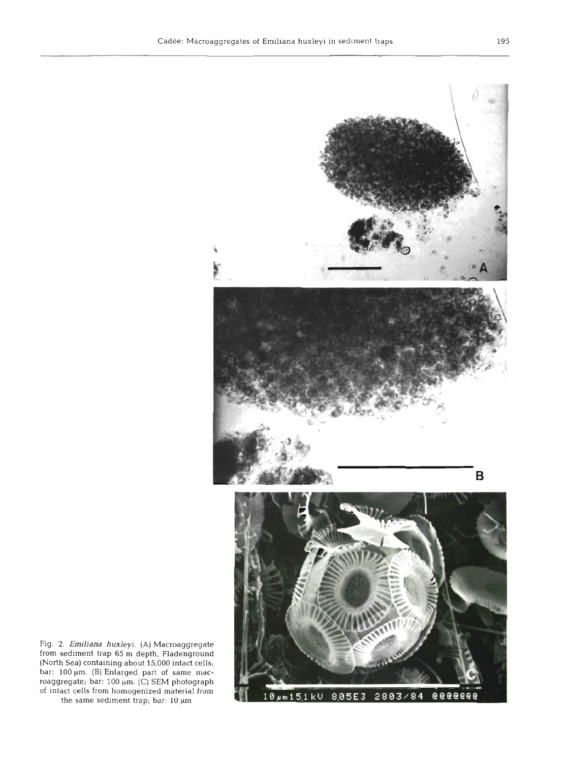Fig. 2. *Emiliana huxleyi*. (A) Macroaggregate from sediment trap 65 m depth, Fladenground (North Sea) containing about 15,000 intact cells; bar: 100 µm. (B) Enlarged part of same macroaggregate; bar: 100 µm. (C) SEM photograph of intact cells from homogenized material from the same sediment trap; bar: 10 µm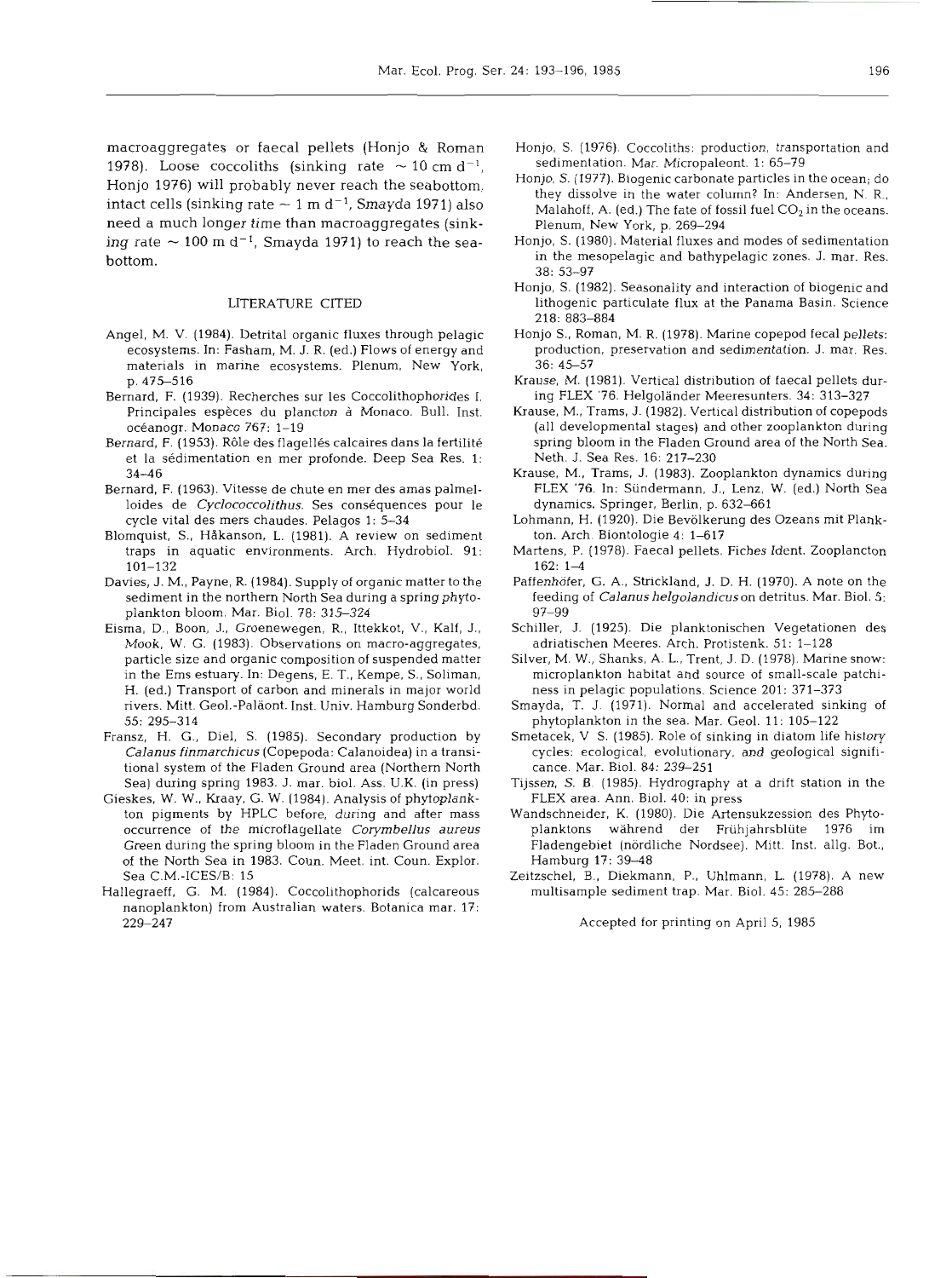macroaggregates or faecal pellets (Honjo & Roman 1978). Loose coccoliths (sinking rate $\sim 10$ cm $d^{-1}$, Honjo 1976) will probably never reach the seabottom, intact cells (sinking rate $\sim 1$ m $d^{-1}$, Smayda 1971) also need a much longer time than macroaggregates (sinking rate $\sim 100$ m $d^{-1}$, Smayda 1971) to reach the seabottom.

## LITERATURE CITED

Angel, M. V. (1984). Detrital organic fluxes through pelagic ecosystems. In: Fasham, M. J. R. (ed.) Flows of energy and materials in marine ecosystems. Plenum, New York, p. 475–516

Bernard, F. (1939). Recherches sur les Coccolithophorides I. Principales espèces du plancton à Monaco. Bull. Inst. océanogr. Monaco 767: 1–19

Bernard, F. (1953). Rôle des flagellés calcaires dans la fertilité et la sédimentation en mer profonde. Deep Sea Res. 1: 34–46

Bernard, F. (1963). Vitesse de chute en mer des amas palmelloides de *Cyclococcolithus*. Ses conséquences pour le cycle vital des mers chaudes. Pelagos 1: 5–34

Blomquist, S., Håkanson, L. (1981). A review on sediment traps in aquatic environments. Arch. Hydrobiol. 91: 101–132

Davies, J. M., Payne, R. (1984). Supply of organic matter to the sediment in the northern North Sea during a spring phytoplankton bloom. Mar. Biol. 78: 315–324

Eisma, D., Boon, J., Groenewegen, R., Ittekkot, V., Kalf, J., Mook, W. G. (1983). Observations on macro-aggregates, particle size and organic composition of suspended matter in the Ems estuary. In: Degens, E. T., Kempe, S., Soliman, H. (ed.) Transport of carbon and minerals in major world rivers. Mitt. Geol.-Paläont. Inst. Univ. Hamburg Sonderbd. 55: 295–314

Fransz, H. G., Diel, S. (1985). Secondary production by *Calanus finmarchicus* (Copepoda: Calanoidea) in a transitional system of the Fladen Ground area (Northern North Sea) during spring 1983. J. mar. biol. Ass. U.K. (in press)

Gieskes, W. W., Kraay, G. W. (1984). Analysis of phytoplankton pigments by HPLC before, during and after mass occurrence of the microflagellate *Corymbellus aureus* Green during the spring bloom in the Fladen Ground area of the North Sea in 1983. Coun. Meet. int. Coun. Explor. Sea C.M.-ICES/B: 15

Hallegraeff, G. M. (1984). Coccolithophorids (calcareous nanoplankton) from Australian waters. Botanica mar. 17: 229–247

Honjo, S. (1976). Coccoliths: production, transportation and sedimentation. Mar. Micropaleont. 1: 65–79

Honjo, S. (1977). Biogenic carbonate particles in the ocean; do they dissolve in the water column? In: Andersen, N. R., Malahoff, A. (ed.) The fate of fossil fuel $CO_2$ in the oceans. Plenum, New York, p. 269–294

Honjo, S. (1980). Material fluxes and modes of sedimentation in the mesopelagic and bathypelagic zones. J. mar. Res. 38: 53–97

Honjo, S. (1982). Seasonality and interaction of biogenic and lithogenic particulate flux at the Panama Basin. Science 218: 883–884

Honjo S., Roman, M. R. (1978). Marine copepod fecal pellets: production, preservation and sedimentation. J. mar. Res. 36: 45–57

Krause, M. (1981). Vertical distribution of faecal pellets during FLEX '76. Helgoländer Meeresunters. 34: 313–327

Krause, M., Trams, J. (1982). Vertical distribution of copepods (all developmental stages) and other zooplankton during spring bloom in the Fladen Ground area of the North Sea. Neth. J. Sea Res. 16: 217–230

Krause, M., Trams, J. (1983). Zooplankton dynamics during FLEX '76. In: Sündermann, J., Lenz, W. (ed.) North Sea dynamics. Springer, Berlin, p. 632–661

Lohmann, H. (1920). Die Bevölkerung des Ozeans mit Plankton. Arch. Biontologie 4: 1–617

Martens, P. (1978). Faecal pellets. Fiches Ident. Zooplancton 162: 1–4

Paffenhöfer, G. A., Strickland, J. D. H. (1970). A note on the feeding of *Calanus helgolandicus* on detritus. Mar. Biol. 5: 97–99

Schiller, J. (1925). Die planktonischen Vegetationen des adriatischen Meeres. Arch. Protistenk. 51: 1–128

Silver, M. W., Shanks, A. L., Trent, J. D. (1978). Marine snow: microplankton habitat and source of small-scale patchiness in pelagic populations. Science 201: 371–373

Smayda, T. J. (1971). Normal and accelerated sinking of phytoplankton in the sea. Mar. Geol. 11: 105–122

Smetacek, V. S. (1985). Role of sinking in diatom life history cycles: ecological, evolutionary, and geological significance. Mar. Biol. 84: 239–251

Tijssen, S. B. (1985). Hydrography at a drift station in the FLEX area. Ann. Biol. 40: in press

Wandschneider, K. (1980). Die Artensukzession des Phytoplanktons während der Frühjahrsblüte 1976 im Fladengebiet (nördliche Nordsee). Mitt. Inst. allg. Bot., Hamburg 17: 39–48

Zeitzschel, B., Diekmann, P., Uhlmann, L. (1978). A new multisample sediment trap. Mar. Biol. 45: 285–288

Accepted for printing on April 5, 1985